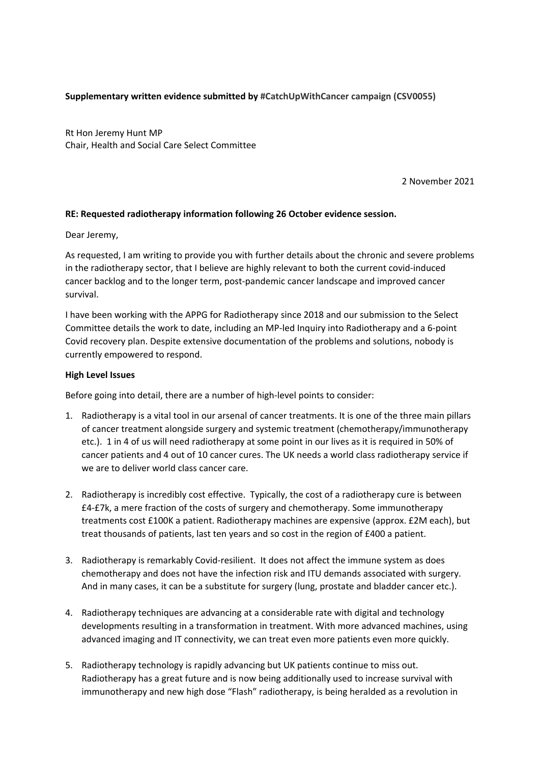**Supplementary written evidence submitted by #CatchUpWithCancer campaign (CSV0055)**

Rt Hon Jeremy Hunt MP
Chair, Health and Social Care Select Committee

2 November 2021

**RE: Requested radiotherapy information following 26 October evidence session.**

Dear Jeremy,

As requested, I am writing to provide you with further details about the chronic and severe problems in the radiotherapy sector, that I believe are highly relevant to both the current covid-induced cancer backlog and to the longer term, post-pandemic cancer landscape and improved cancer survival.

I have been working with the APPG for Radiotherapy since 2018 and our submission to the Select Committee details the work to date, including an MP-led Inquiry into Radiotherapy and a 6-point Covid recovery plan. Despite extensive documentation of the problems and solutions, nobody is currently empowered to respond.

**High Level Issues**

Before going into detail, there are a number of high-level points to consider:

1. Radiotherapy is a vital tool in our arsenal of cancer treatments. It is one of the three main pillars of cancer treatment alongside surgery and systemic treatment (chemotherapy/immunotherapy etc.). 1 in 4 of us will need radiotherapy at some point in our lives as it is required in 50% of cancer patients and 4 out of 10 cancer cures. The UK needs a world class radiotherapy service if we are to deliver world class cancer care.

2. Radiotherapy is incredibly cost effective. Typically, the cost of a radiotherapy cure is between £4-£7k, a mere fraction of the costs of surgery and chemotherapy. Some immunotherapy treatments cost £100K a patient. Radiotherapy machines are expensive (approx. £2M each), but treat thousands of patients, last ten years and so cost in the region of £400 a patient.

3. Radiotherapy is remarkably Covid-resilient. It does not affect the immune system as does chemotherapy and does not have the infection risk and ITU demands associated with surgery. And in many cases, it can be a substitute for surgery (lung, prostate and bladder cancer etc.).

4. Radiotherapy techniques are advancing at a considerable rate with digital and technology developments resulting in a transformation in treatment. With more advanced machines, using advanced imaging and IT connectivity, we can treat even more patients even more quickly.

5. Radiotherapy technology is rapidly advancing but UK patients continue to miss out. Radiotherapy has a great future and is now being additionally used to increase survival with immunotherapy and new high dose "Flash" radiotherapy, is being heralded as a revolution in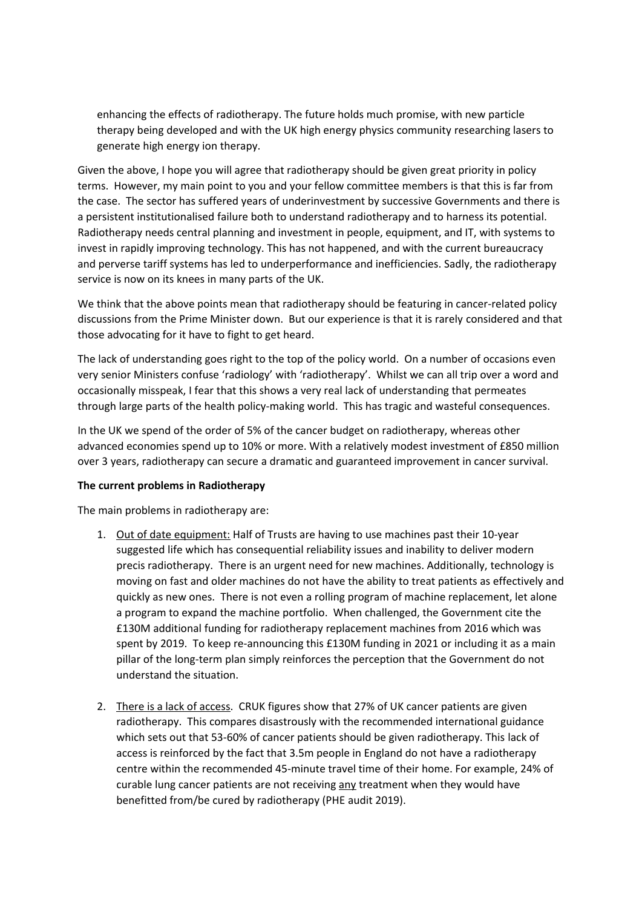enhancing the effects of radiotherapy. The future holds much promise, with new particle therapy being developed and with the UK high energy physics community researching lasers to generate high energy ion therapy.

Given the above, I hope you will agree that radiotherapy should be given great priority in policy terms. However, my main point to you and your fellow committee members is that this is far from the case. The sector has suffered years of underinvestment by successive Governments and there is a persistent institutionalised failure both to understand radiotherapy and to harness its potential. Radiotherapy needs central planning and investment in people, equipment, and IT, with systems to invest in rapidly improving technology. This has not happened, and with the current bureaucracy and perverse tariff systems has led to underperformance and inefficiencies. Sadly, the radiotherapy service is now on its knees in many parts of the UK.

We think that the above points mean that radiotherapy should be featuring in cancer-related policy discussions from the Prime Minister down. But our experience is that it is rarely considered and that those advocating for it have to fight to get heard.

The lack of understanding goes right to the top of the policy world. On a number of occasions even very senior Ministers confuse 'radiology' with 'radiotherapy'. Whilst we can all trip over a word and occasionally misspeak, I fear that this shows a very real lack of understanding that permeates through large parts of the health policy-making world. This has tragic and wasteful consequences.

In the UK we spend of the order of 5% of the cancer budget on radiotherapy, whereas other advanced economies spend up to 10% or more. With a relatively modest investment of £850 million over 3 years, radiotherapy can secure a dramatic and guaranteed improvement in cancer survival.

**The current problems in Radiotherapy**

The main problems in radiotherapy are:

1. Out of date equipment: Half of Trusts are having to use machines past their 10-year suggested life which has consequential reliability issues and inability to deliver modern precis radiotherapy. There is an urgent need for new machines. Additionally, technology is moving on fast and older machines do not have the ability to treat patients as effectively and quickly as new ones. There is not even a rolling program of machine replacement, let alone a program to expand the machine portfolio. When challenged, the Government cite the £130M additional funding for radiotherapy replacement machines from 2016 which was spent by 2019. To keep re-announcing this £130M funding in 2021 or including it as a main pillar of the long-term plan simply reinforces the perception that the Government do not understand the situation.

2. There is a lack of access. CRUK figures show that 27% of UK cancer patients are given radiotherapy. This compares disastrously with the recommended international guidance which sets out that 53-60% of cancer patients should be given radiotherapy. This lack of access is reinforced by the fact that 3.5m people in England do not have a radiotherapy centre within the recommended 45-minute travel time of their home. For example, 24% of curable lung cancer patients are not receiving any treatment when they would have benefitted from/be cured by radiotherapy (PHE audit 2019).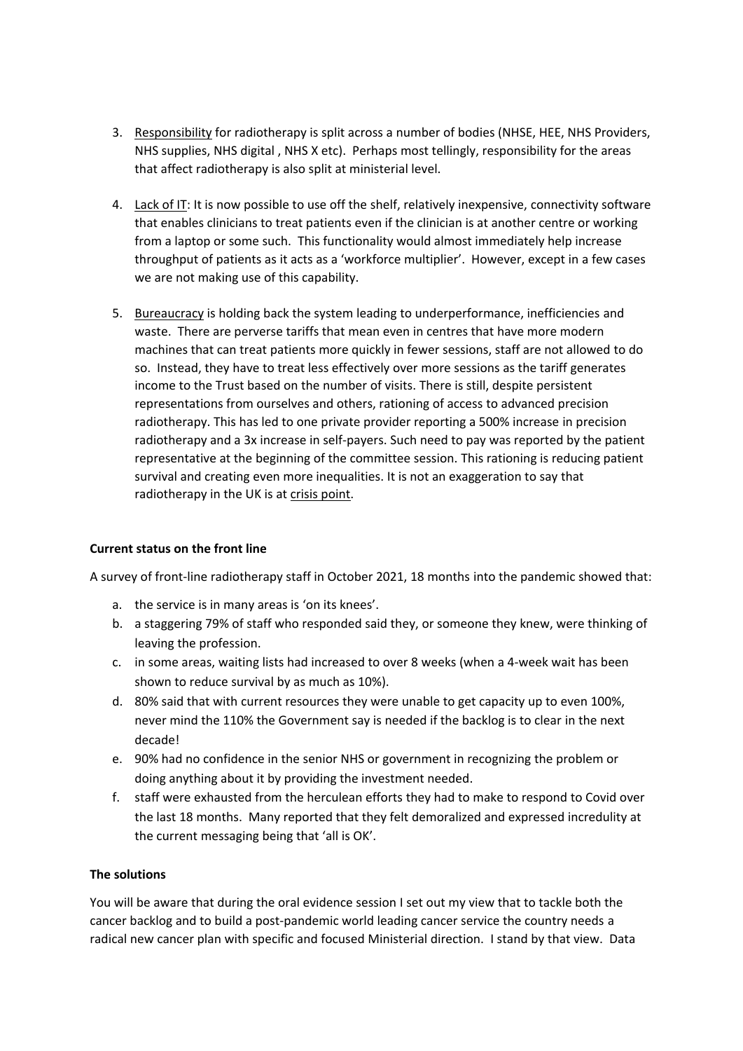3. Responsibility for radiotherapy is split across a number of bodies (NHSE, HEE, NHS Providers, NHS supplies, NHS digital , NHS X etc). Perhaps most tellingly, responsibility for the areas that affect radiotherapy is also split at ministerial level.

4. Lack of IT: It is now possible to use off the shelf, relatively inexpensive, connectivity software that enables clinicians to treat patients even if the clinician is at another centre or working from a laptop or some such. This functionality would almost immediately help increase throughput of patients as it acts as a 'workforce multiplier'. However, except in a few cases we are not making use of this capability.

5. Bureaucracy is holding back the system leading to underperformance, inefficiencies and waste. There are perverse tariffs that mean even in centres that have more modern machines that can treat patients more quickly in fewer sessions, staff are not allowed to do so. Instead, they have to treat less effectively over more sessions as the tariff generates income to the Trust based on the number of visits. There is still, despite persistent representations from ourselves and others, rationing of access to advanced precision radiotherapy. This has led to one private provider reporting a 500% increase in precision radiotherapy and a 3x increase in self-payers. Such need to pay was reported by the patient representative at the beginning of the committee session. This rationing is reducing patient survival and creating even more inequalities. It is not an exaggeration to say that radiotherapy in the UK is at crisis point.

**Current status on the front line**

A survey of front-line radiotherapy staff in October 2021, 18 months into the pandemic showed that:

a. the service is in many areas is 'on its knees'.
b. a staggering 79% of staff who responded said they, or someone they knew, were thinking of leaving the profession.
c. in some areas, waiting lists had increased to over 8 weeks (when a 4-week wait has been shown to reduce survival by as much as 10%).
d. 80% said that with current resources they were unable to get capacity up to even 100%, never mind the 110% the Government say is needed if the backlog is to clear in the next decade!
e. 90% had no confidence in the senior NHS or government in recognizing the problem or doing anything about it by providing the investment needed.
f. staff were exhausted from the herculean efforts they had to make to respond to Covid over the last 18 months. Many reported that they felt demoralized and expressed incredulity at the current messaging being that 'all is OK'.

**The solutions**

You will be aware that during the oral evidence session I set out my view that to tackle both the cancer backlog and to build a post-pandemic world leading cancer service the country needs a radical new cancer plan with specific and focused Ministerial direction. I stand by that view. Data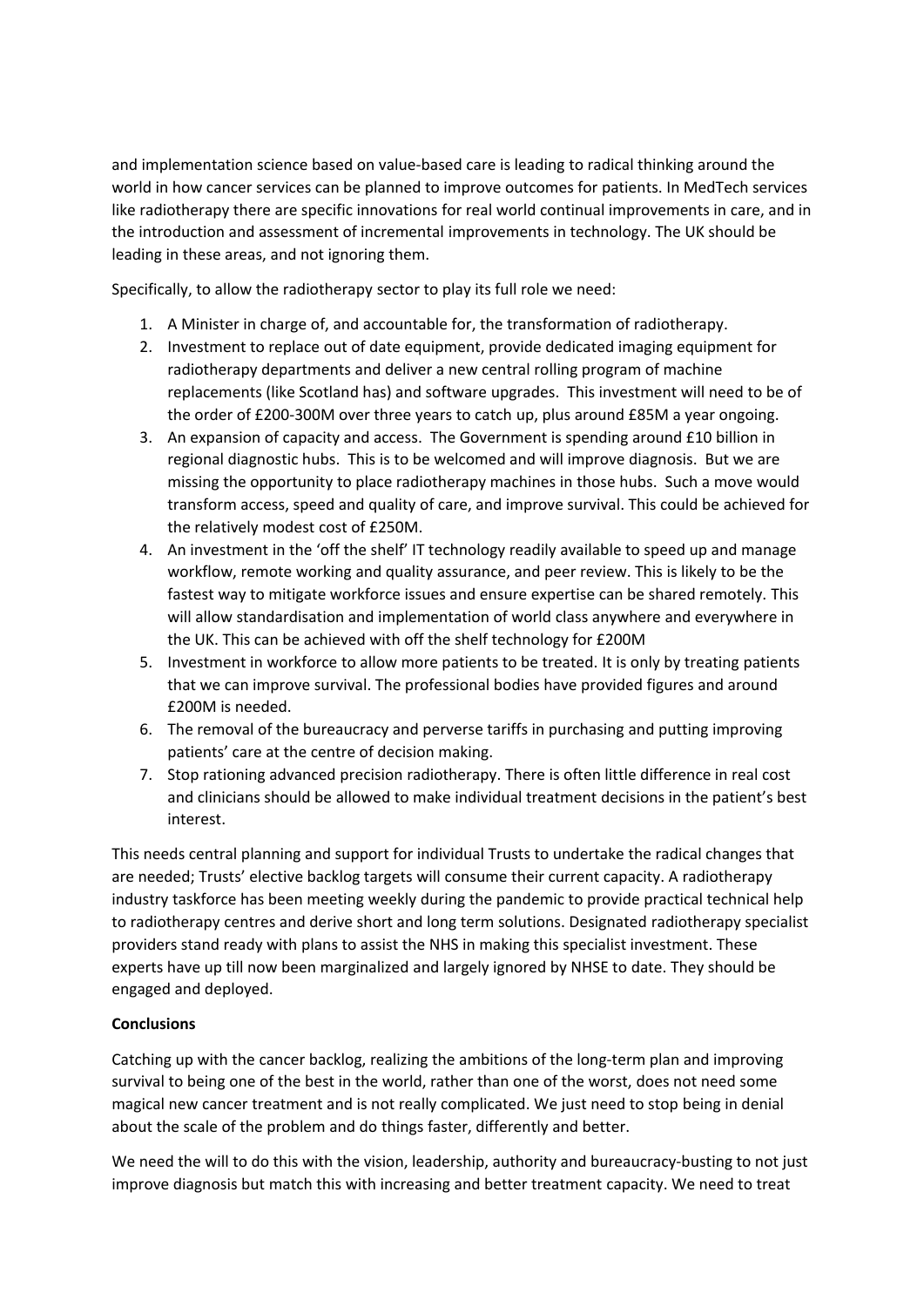and implementation science based on value-based care is leading to radical thinking around the world in how cancer services can be planned to improve outcomes for patients. In MedTech services like radiotherapy there are specific innovations for real world continual improvements in care, and in the introduction and assessment of incremental improvements in technology. The UK should be leading in these areas, and not ignoring them.

Specifically, to allow the radiotherapy sector to play its full role we need:

1. A Minister in charge of, and accountable for, the transformation of radiotherapy.
2. Investment to replace out of date equipment, provide dedicated imaging equipment for radiotherapy departments and deliver a new central rolling program of machine replacements (like Scotland has) and software upgrades. This investment will need to be of the order of £200-300M over three years to catch up, plus around £85M a year ongoing.
3. An expansion of capacity and access. The Government is spending around £10 billion in regional diagnostic hubs. This is to be welcomed and will improve diagnosis. But we are missing the opportunity to place radiotherapy machines in those hubs. Such a move would transform access, speed and quality of care, and improve survival. This could be achieved for the relatively modest cost of £250M.
4. An investment in the 'off the shelf' IT technology readily available to speed up and manage workflow, remote working and quality assurance, and peer review. This is likely to be the fastest way to mitigate workforce issues and ensure expertise can be shared remotely. This will allow standardisation and implementation of world class anywhere and everywhere in the UK. This can be achieved with off the shelf technology for £200M
5. Investment in workforce to allow more patients to be treated. It is only by treating patients that we can improve survival. The professional bodies have provided figures and around £200M is needed.
6. The removal of the bureaucracy and perverse tariffs in purchasing and putting improving patients' care at the centre of decision making.
7. Stop rationing advanced precision radiotherapy. There is often little difference in real cost and clinicians should be allowed to make individual treatment decisions in the patient's best interest.

This needs central planning and support for individual Trusts to undertake the radical changes that are needed; Trusts' elective backlog targets will consume their current capacity. A radiotherapy industry taskforce has been meeting weekly during the pandemic to provide practical technical help to radiotherapy centres and derive short and long term solutions. Designated radiotherapy specialist providers stand ready with plans to assist the NHS in making this specialist investment. These experts have up till now been marginalized and largely ignored by NHSE to date. They should be engaged and deployed.

**Conclusions**

Catching up with the cancer backlog, realizing the ambitions of the long-term plan and improving survival to being one of the best in the world, rather than one of the worst, does not need some magical new cancer treatment and is not really complicated. We just need to stop being in denial about the scale of the problem and do things faster, differently and better.

We need the will to do this with the vision, leadership, authority and bureaucracy-busting to not just improve diagnosis but match this with increasing and better treatment capacity. We need to treat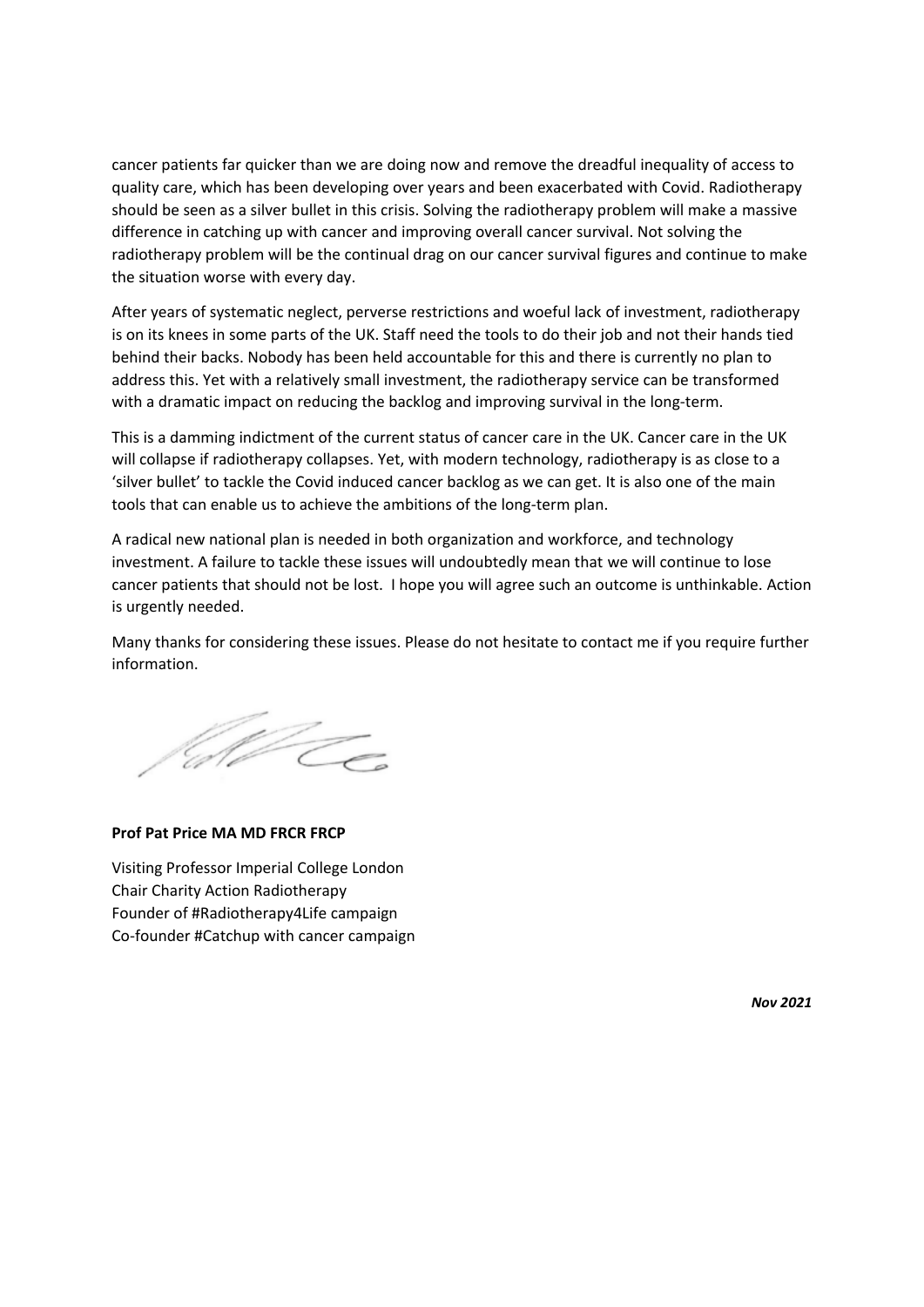cancer patients far quicker than we are doing now and remove the dreadful inequality of access to quality care, which has been developing over years and been exacerbated with Covid. Radiotherapy should be seen as a silver bullet in this crisis. Solving the radiotherapy problem will make a massive difference in catching up with cancer and improving overall cancer survival. Not solving the radiotherapy problem will be the continual drag on our cancer survival figures and continue to make the situation worse with every day.

After years of systematic neglect, perverse restrictions and woeful lack of investment, radiotherapy is on its knees in some parts of the UK. Staff need the tools to do their job and not their hands tied behind their backs. Nobody has been held accountable for this and there is currently no plan to address this. Yet with a relatively small investment, the radiotherapy service can be transformed with a dramatic impact on reducing the backlog and improving survival in the long-term.

This is a damming indictment of the current status of cancer care in the UK. Cancer care in the UK will collapse if radiotherapy collapses. Yet, with modern technology, radiotherapy is as close to a 'silver bullet' to tackle the Covid induced cancer backlog as we can get. It is also one of the main tools that can enable us to achieve the ambitions of the long-term plan.

A radical new national plan is needed in both organization and workforce, and technology investment. A failure to tackle these issues will undoubtedly mean that we will continue to lose cancer patients that should not be lost. I hope you will agree such an outcome is unthinkable. Action is urgently needed.

Many thanks for considering these issues. Please do not hesitate to contact me if you require further information.

**Prof Pat Price MA MD FRCR FRCP**

Visiting Professor Imperial College London
Chair Charity Action Radiotherapy
Founder of #Radiotherapy4Life campaign
Co-founder #Catchup with cancer campaign

***Nov 2021***